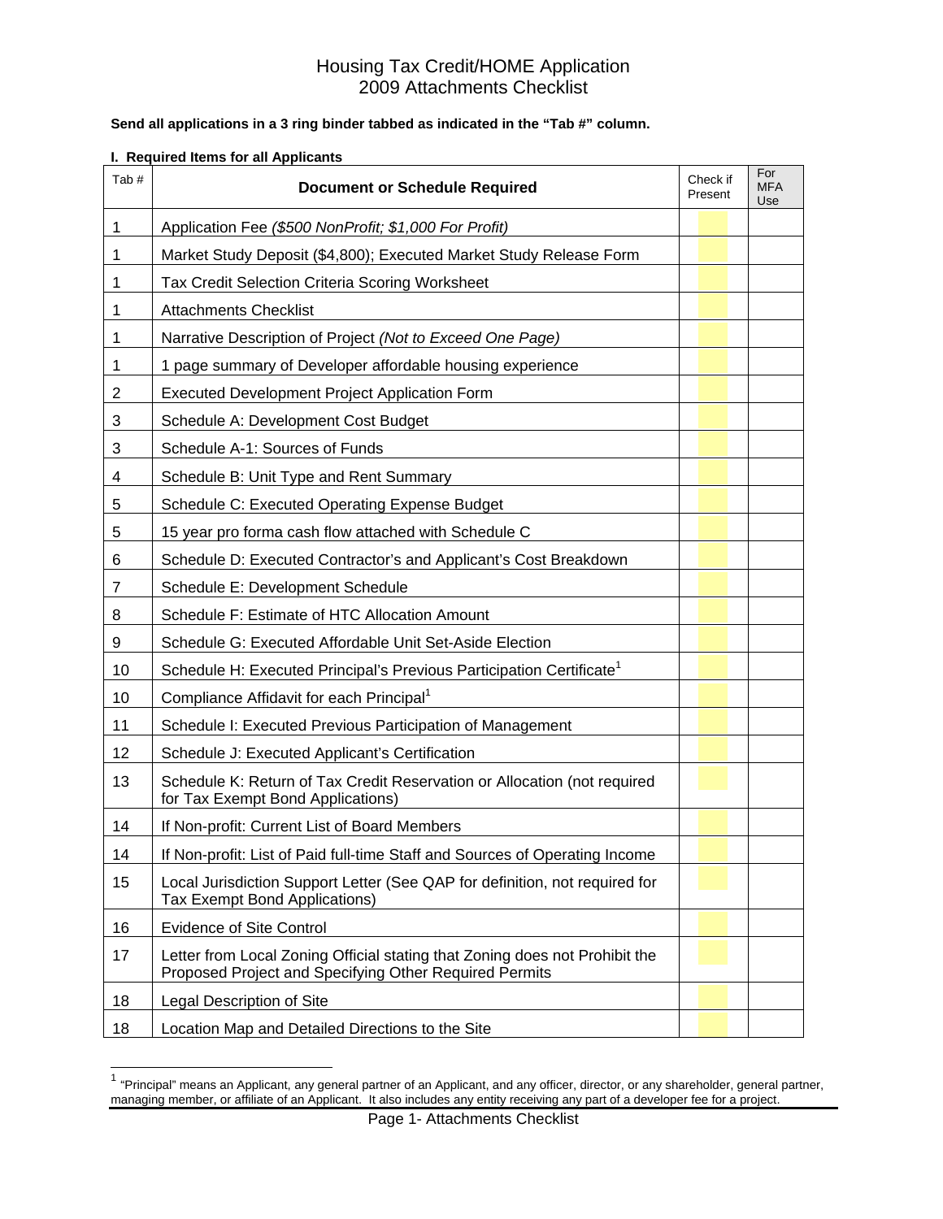# Housing Tax Credit/HOME Application
## 2009 Attachments Checklist

**Send all applications in a 3 ring binder tabbed as indicated in the "Tab #" column.**

**I. Required Items for all Applicants**

| Tab # | Document or Schedule Required | Check if Present | For MFA Use |
|---|---|---|---|
| 1 | Application Fee *($500 NonProfit; $1,000 For Profit)* | | |
| 1 | Market Study Deposit ($4,800); Executed Market Study Release Form | | |
| 1 | Tax Credit Selection Criteria Scoring Worksheet | | |
| 1 | Attachments Checklist | | |
| 1 | Narrative Description of Project *(Not to Exceed One Page)* | | |
| 1 | 1 page summary of Developer affordable housing experience | | |
| 2 | Executed Development Project Application Form | | |
| 3 | Schedule A: Development Cost Budget | | |
| 3 | Schedule A-1: Sources of Funds | | |
| 4 | Schedule B: Unit Type and Rent Summary | | |
| 5 | Schedule C: Executed Operating Expense Budget | | |
| 5 | 15 year pro forma cash flow attached with Schedule C | | |
| 6 | Schedule D: Executed Contractor's and Applicant's Cost Breakdown | | |
| 7 | Schedule E: Development Schedule | | |
| 8 | Schedule F: Estimate of HTC Allocation Amount | | |
| 9 | Schedule G: Executed Affordable Unit Set-Aside Election | | |
| 10 | Schedule H: Executed Principal's Previous Participation Certificate[1] | | |
| 10 | Compliance Affidavit for each Principal[1] | | |
| 11 | Schedule I: Executed Previous Participation of Management | | |
| 12 | Schedule J: Executed Applicant's Certification | | |
| 13 | Schedule K: Return of Tax Credit Reservation or Allocation (not required for Tax Exempt Bond Applications) | | |
| 14 | If Non-profit: Current List of Board Members | | |
| 14 | If Non-profit: List of Paid full-time Staff and Sources of Operating Income | | |
| 15 | Local Jurisdiction Support Letter (See QAP for definition, not required for Tax Exempt Bond Applications) | | |
| 16 | Evidence of Site Control | | |
| 17 | Letter from Local Zoning Official stating that Zoning does not Prohibit the Proposed Project and Specifying Other Required Permits | | |
| 18 | Legal Description of Site | | |
| 18 | Location Map and Detailed Directions to the Site | | |

[1] "Principal" means an Applicant, any general partner of an Applicant, and any officer, director, or any shareholder, general partner, managing member, or affiliate of an Applicant. It also includes any entity receiving any part of a developer fee for a project.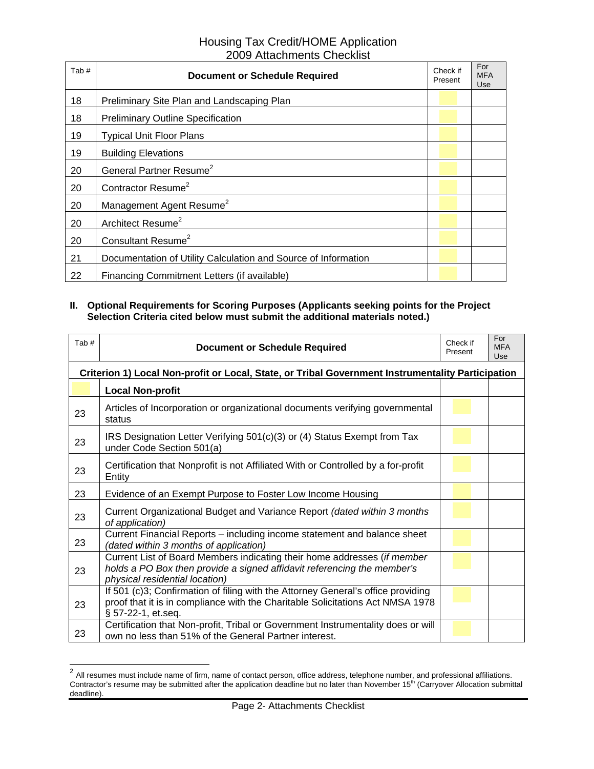# Housing Tax Credit/HOME Application
## 2009 Attachments Checklist

| Tab # | Document or Schedule Required | Check if Present | For MFA Use |
|---|---|---|---|
| 18 | Preliminary Site Plan and Landscaping Plan | | |
| 18 | Preliminary Outline Specification | | |
| 19 | Typical Unit Floor Plans | | |
| 19 | Building Elevations | | |
| 20 | General Partner Resume[2] | | |
| 20 | Contractor Resume[2] | | |
| 20 | Management Agent Resume[2] | | |
| 20 | Architect Resume[2] | | |
| 20 | Consultant Resume[2] | | |
| 21 | Documentation of Utility Calculation and Source of Information | | |
| 22 | Financing Commitment Letters (if available) | | |

**II. Optional Requirements for Scoring Purposes (Applicants seeking points for the Project Selection Criteria cited below must submit the additional materials noted.)**

| Tab # | Document or Schedule Required | Check if Present | For MFA Use |
|---|---|---|---|
| **Criterion 1) Local Non-profit or Local, State, or Tribal Government Instrumentality Participation** | | | |
| | **Local Non-profit** | | |
| 23 | Articles of Incorporation or organizational documents verifying governmental status | | |
| 23 | IRS Designation Letter Verifying 501(c)(3) or (4) Status Exempt from Tax under Code Section 501(a) | | |
| 23 | Certification that Nonprofit is not Affiliated With or Controlled by a for-profit Entity | | |
| 23 | Evidence of an Exempt Purpose to Foster Low Income Housing | | |
| 23 | Current Organizational Budget and Variance Report *(dated within 3 months of application)* | | |
| 23 | Current Financial Reports – including income statement and balance sheet *(dated within 3 months of application)* | | |
| 23 | Current List of Board Members indicating their home addresses (*if member holds a PO Box then provide a signed affidavit referencing the member's physical residential location)* | | |
| 23 | If 501 (c)3; Confirmation of filing with the Attorney General's office providing proof that it is in compliance with the Charitable Solicitations Act NMSA 1978 § 57-22-1, et.seq. | | |
| 23 | Certification that Non-profit, Tribal or Government Instrumentality does or will own no less than 51% of the General Partner interest. | | |

[2] All resumes must include name of firm, name of contact person, office address, telephone number, and professional affiliations. Contractor's resume may be submitted after the application deadline but no later than November 15th (Carryover Allocation submittal deadline).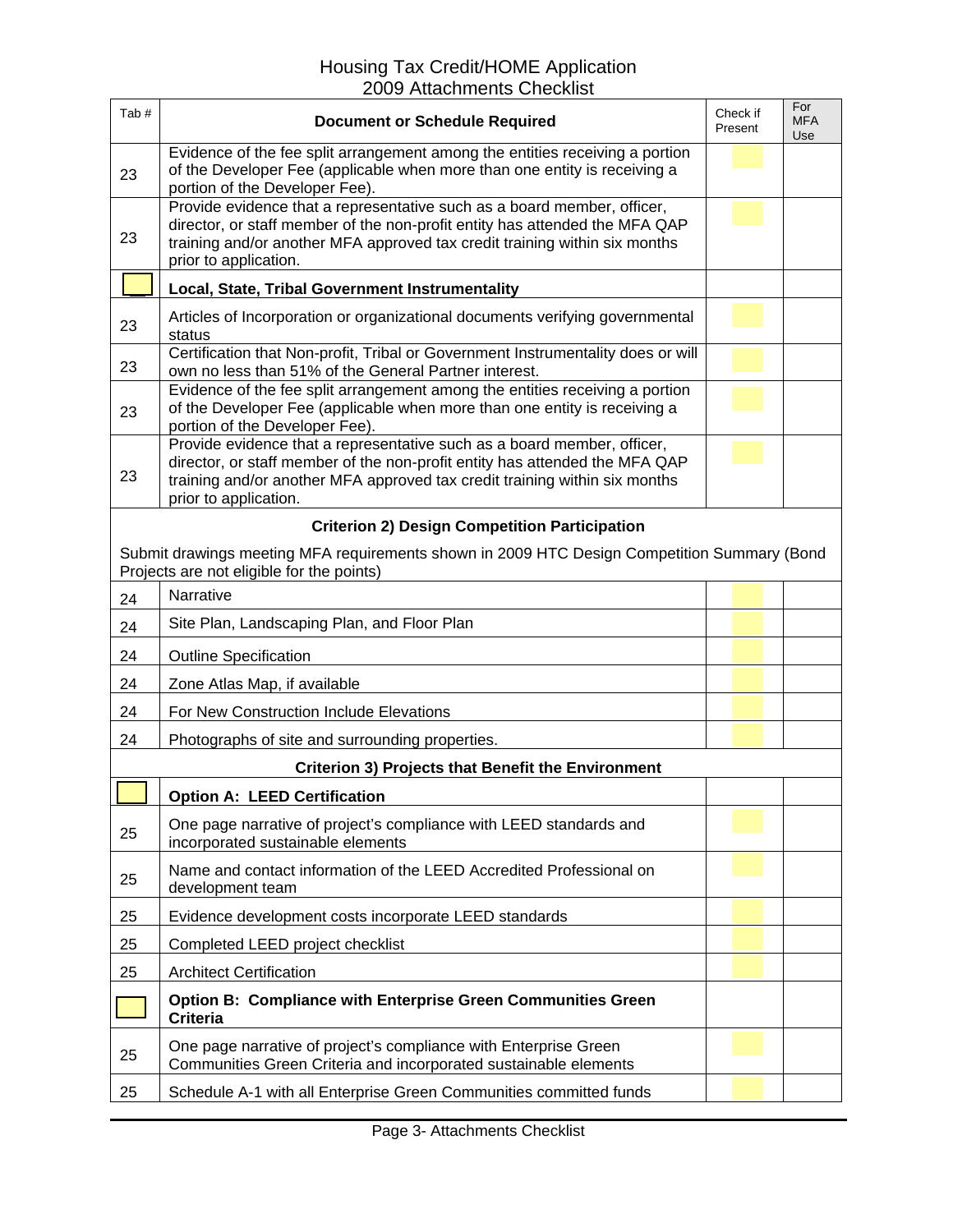# Housing Tax Credit/HOME Application
## 2009 Attachments Checklist

| Tab # | Document or Schedule Required | Check if Present | For MFA Use |
|---|---|---|---|
| 23 | Evidence of the fee split arrangement among the entities receiving a portion of the Developer Fee (applicable when more than one entity is receiving a portion of the Developer Fee). | | |
| 23 | Provide evidence that a representative such as a board member, officer, director, or staff member of the non-profit entity has attended the MFA QAP training and/or another MFA approved tax credit training within six months prior to application. | | |
| | **Local, State, Tribal Government Instrumentality** | | |
| 23 | Articles of Incorporation or organizational documents verifying governmental status | | |
| 23 | Certification that Non-profit, Tribal or Government Instrumentality does or will own no less than 51% of the General Partner interest. | | |
| 23 | Evidence of the fee split arrangement among the entities receiving a portion of the Developer Fee (applicable when more than one entity is receiving a portion of the Developer Fee). | | |
| 23 | Provide evidence that a representative such as a board member, officer, director, or staff member of the non-profit entity has attended the MFA QAP training and/or another MFA approved tax credit training within six months prior to application. | | |
| | **Criterion 2) Design Competition Participation** | | |
| | Submit drawings meeting MFA requirements shown in 2009 HTC Design Competition Summary (Bond Projects are not eligible for the points) | | |
| 24 | Narrative | | |
| 24 | Site Plan, Landscaping Plan, and Floor Plan | | |
| 24 | Outline Specification | | |
| 24 | Zone Atlas Map, if available | | |
| 24 | For New Construction Include Elevations | | |
| 24 | Photographs of site and surrounding properties. | | |
| | **Criterion 3) Projects that Benefit the Environment** | | |
| | **Option A: LEED Certification** | | |
| 25 | One page narrative of project's compliance with LEED standards and incorporated sustainable elements | | |
| 25 | Name and contact information of the LEED Accredited Professional on development team | | |
| 25 | Evidence development costs incorporate LEED standards | | |
| 25 | Completed LEED project checklist | | |
| 25 | Architect Certification | | |
| | **Option B: Compliance with Enterprise Green Communities Green Criteria** | | |
| 25 | One page narrative of project's compliance with Enterprise Green Communities Green Criteria and incorporated sustainable elements | | |
| 25 | Schedule A-1 with all Enterprise Green Communities committed funds | | |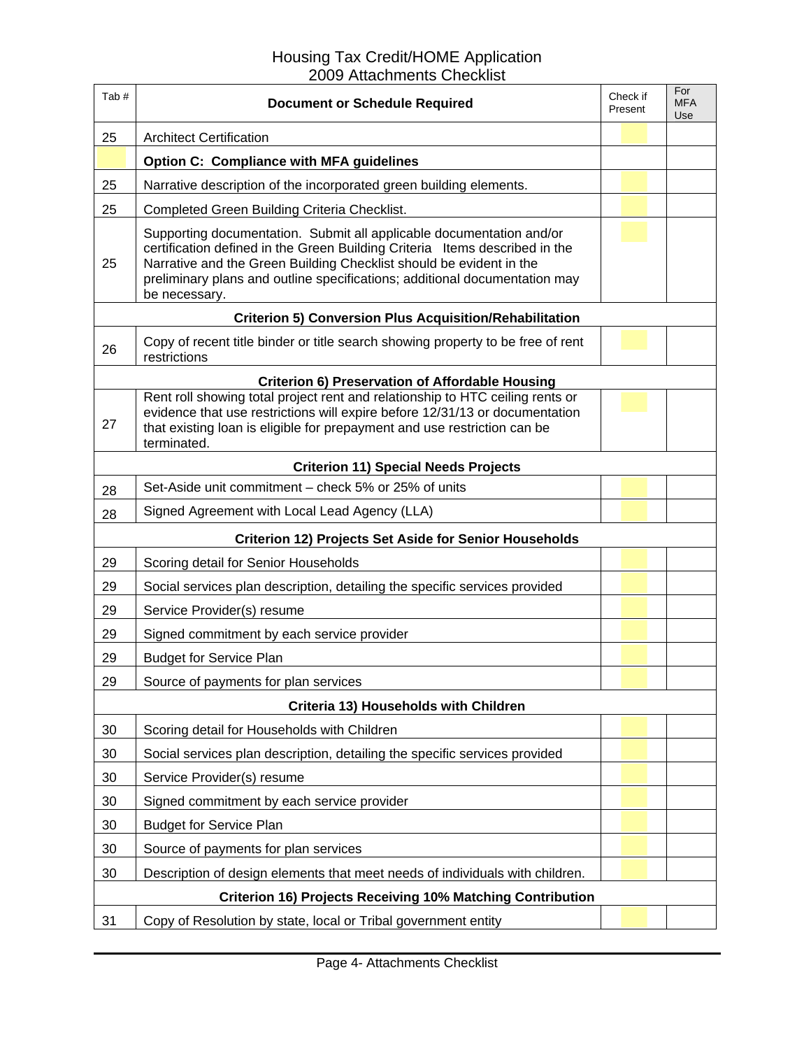# Housing Tax Credit/HOME Application
## 2009 Attachments Checklist

| Tab # | Document or Schedule Required | Check if Present | For MFA Use |
|---|---|---|---|
| 25 | Architect Certification | | |
| | **Option C: Compliance with MFA guidelines** | | |
| 25 | Narrative description of the incorporated green building elements. | | |
| 25 | Completed Green Building Criteria Checklist. | | |
| 25 | Supporting documentation. Submit all applicable documentation and/or certification defined in the Green Building Criteria Items described in the Narrative and the Green Building Checklist should be evident in the preliminary plans and outline specifications; additional documentation may be necessary. | | |
| | **Criterion 5) Conversion Plus Acquisition/Rehabilitation** | | |
| 26 | Copy of recent title binder or title search showing property to be free of rent restrictions | | |
| | **Criterion 6) Preservation of Affordable Housing** | | |
| 27 | Rent roll showing total project rent and relationship to HTC ceiling rents or evidence that use restrictions will expire before 12/31/13 or documentation that existing loan is eligible for prepayment and use restriction can be terminated. | | |
| | **Criterion 11) Special Needs Projects** | | |
| 28 | Set-Aside unit commitment – check 5% or 25% of units | | |
| 28 | Signed Agreement with Local Lead Agency (LLA) | | |
| | **Criterion 12) Projects Set Aside for Senior Households** | | |
| 29 | Scoring detail for Senior Households | | |
| 29 | Social services plan description, detailing the specific services provided | | |
| 29 | Service Provider(s) resume | | |
| 29 | Signed commitment by each service provider | | |
| 29 | Budget for Service Plan | | |
| 29 | Source of payments for plan services | | |
| | **Criteria 13) Households with Children** | | |
| 30 | Scoring detail for Households with Children | | |
| 30 | Social services plan description, detailing the specific services provided | | |
| 30 | Service Provider(s) resume | | |
| 30 | Signed commitment by each service provider | | |
| 30 | Budget for Service Plan | | |
| 30 | Source of payments for plan services | | |
| 30 | Description of design elements that meet needs of individuals with children. | | |
| | **Criterion 16) Projects Receiving 10% Matching Contribution** | | |
| 31 | Copy of Resolution by state, local or Tribal government entity | | |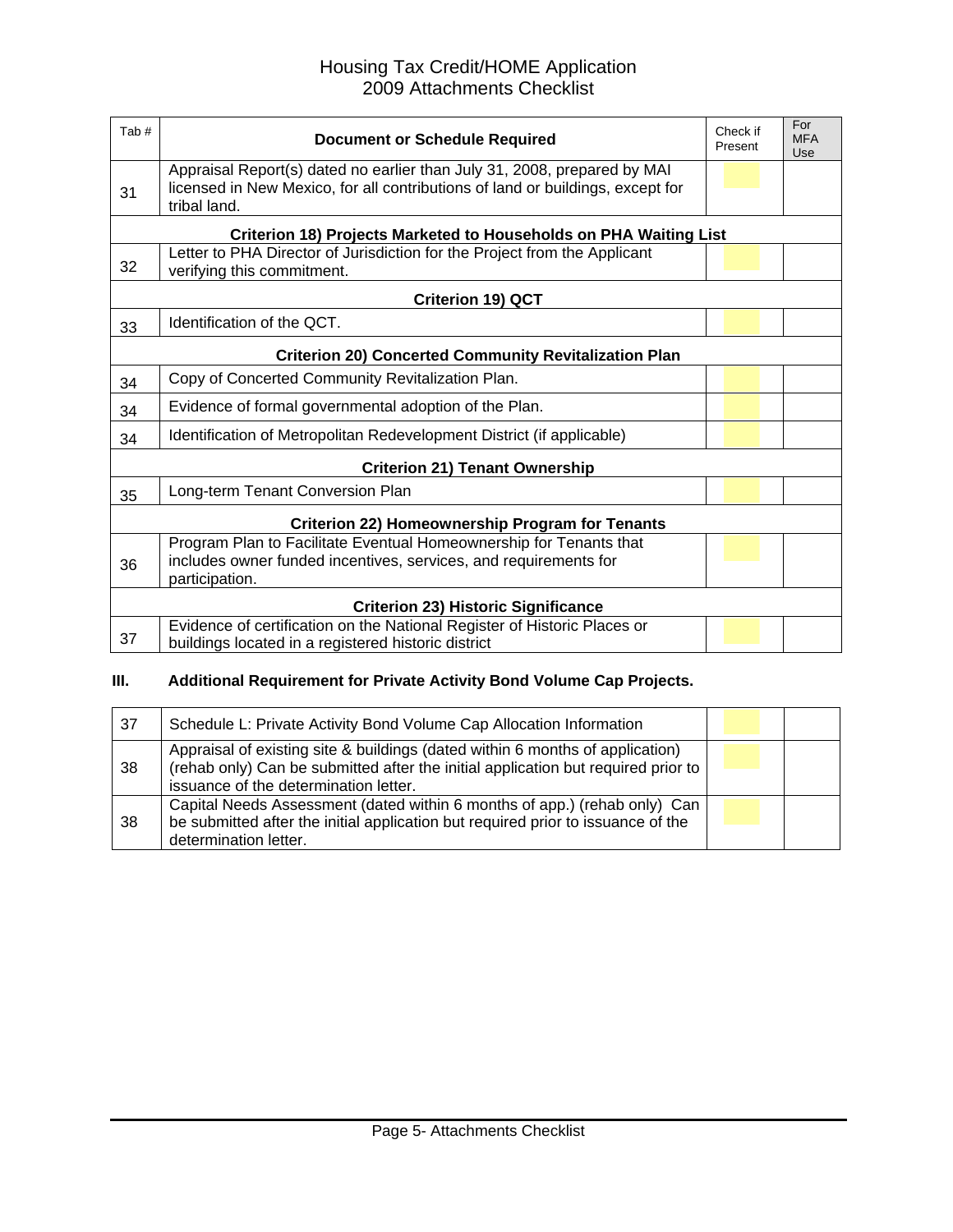# Housing Tax Credit/HOME Application
## 2009 Attachments Checklist

| Tab # | Document or Schedule Required | Check if Present | For MFA Use |
|---|---|---|---|
| 31 | Appraisal Report(s) dated no earlier than July 31, 2008, prepared by MAI licensed in New Mexico, for all contributions of land or buildings, except for tribal land. | | |
| | **Criterion 18) Projects Marketed to Households on PHA Waiting List** | | |
| 32 | Letter to PHA Director of Jurisdiction for the Project from the Applicant verifying this commitment. | | |
| | **Criterion 19) QCT** | | |
| 33 | Identification of the QCT. | | |
| | **Criterion 20) Concerted Community Revitalization Plan** | | |
| 34 | Copy of Concerted Community Revitalization Plan. | | |
| 34 | Evidence of formal governmental adoption of the Plan. | | |
| 34 | Identification of Metropolitan Redevelopment District (if applicable) | | |
| | **Criterion 21) Tenant Ownership** | | |
| 35 | Long-term Tenant Conversion Plan | | |
| | **Criterion 22) Homeownership Program for Tenants** | | |
| 36 | Program Plan to Facilitate Eventual Homeownership for Tenants that includes owner funded incentives, services, and requirements for participation. | | |
| | **Criterion 23) Historic Significance** | | |
| 37 | Evidence of certification on the National Register of Historic Places or buildings located in a registered historic district | | |

**III. Additional Requirement for Private Activity Bond Volume Cap Projects.**

| | | | |
|---|---|---|---|
| 37 | Schedule L: Private Activity Bond Volume Cap Allocation Information | | |
| 38 | Appraisal of existing site & buildings (dated within 6 months of application) (rehab only) Can be submitted after the initial application but required prior to issuance of the determination letter. | | |
| 38 | Capital Needs Assessment (dated within 6 months of app.) (rehab only) Can be submitted after the initial application but required prior to issuance of the determination letter. | | |